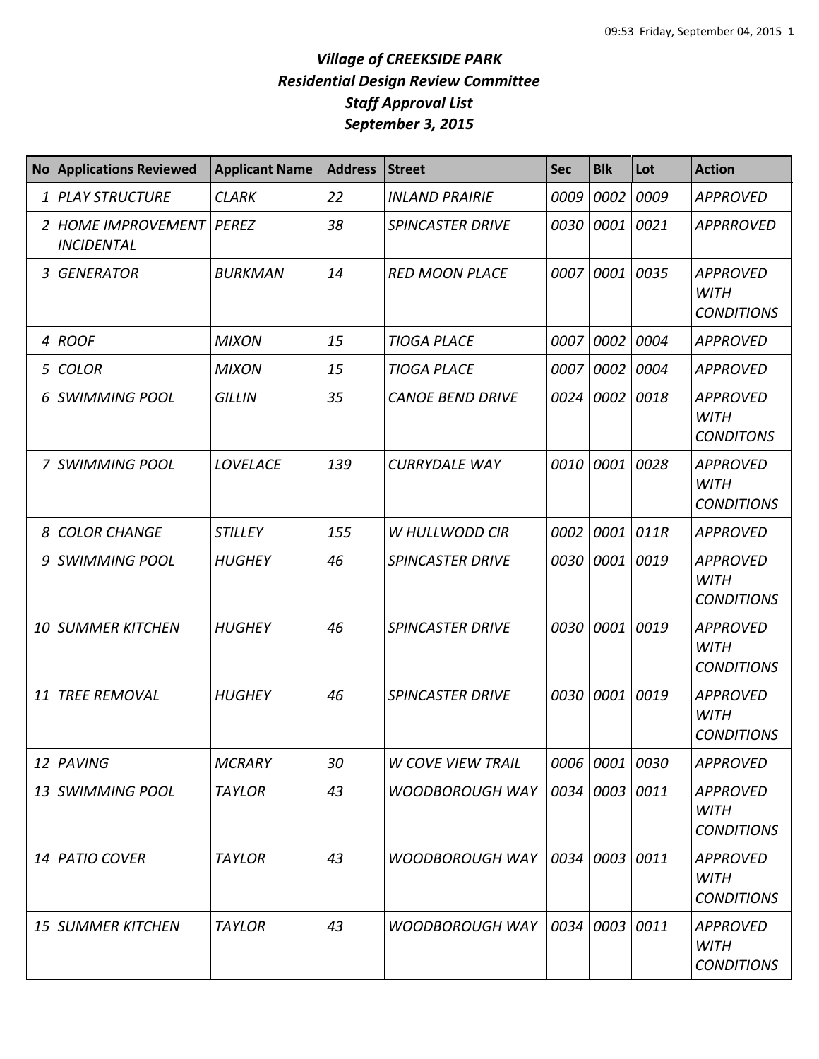# *Village of CREEKSIDE PARK*
## *Residential Design Review Committee*
## *Staff Approval List*
## *September 3, 2015*

| No | Applications Reviewed | Applicant Name | Address | Street | Sec | Blk | Lot | Action |
|---|---|---|---|---|---|---|---|---|
| *1* | *PLAY STRUCTURE* | *CLARK* | *22* | *INLAND PRAIRIE* | *0009* | *0002* | *0009* | *APPROVED* |
| *2* | *HOME IMPROVEMENT INCIDENTAL* | *PEREZ* | *38* | *SPINCASTER DRIVE* | *0030* | *0001* | *0021* | *APPRROVED* |
| *3* | *GENERATOR* | *BURKMAN* | *14* | *RED MOON PLACE* | *0007* | *0001* | *0035* | *APPROVED WITH CONDITIONS* |
| *4* | *ROOF* | *MIXON* | *15* | *TIOGA PLACE* | *0007* | *0002* | *0004* | *APPROVED* |
| *5* | *COLOR* | *MIXON* | *15* | *TIOGA PLACE* | *0007* | *0002* | *0004* | *APPROVED* |
| *6* | *SWIMMING POOL* | *GILLIN* | *35* | *CANOE BEND DRIVE* | *0024* | *0002* | *0018* | *APPROVED WITH CONDITONS* |
| *7* | *SWIMMING POOL* | *LOVELACE* | *139* | *CURRYDALE WAY* | *0010* | *0001* | *0028* | *APPROVED WITH CONDITIONS* |
| *8* | *COLOR CHANGE* | *STILLEY* | *155* | *W HULLWODD CIR* | *0002* | *0001* | *011R* | *APPROVED* |
| *9* | *SWIMMING POOL* | *HUGHEY* | *46* | *SPINCASTER DRIVE* | *0030* | *0001* | *0019* | *APPROVED WITH CONDITIONS* |
| *10* | *SUMMER KITCHEN* | *HUGHEY* | *46* | *SPINCASTER DRIVE* | *0030* | *0001* | *0019* | *APPROVED WITH CONDITIONS* |
| *11* | *TREE REMOVAL* | *HUGHEY* | *46* | *SPINCASTER DRIVE* | *0030* | *0001* | *0019* | *APPROVED WITH CONDITIONS* |
| *12* | *PAVING* | *MCRARY* | *30* | *W COVE VIEW TRAIL* | *0006* | *0001* | *0030* | *APPROVED* |
| *13* | *SWIMMING POOL* | *TAYLOR* | *43* | *WOODBOROUGH WAY* | *0034* | *0003* | *0011* | *APPROVED WITH CONDITIONS* |
| *14* | *PATIO COVER* | *TAYLOR* | *43* | *WOODBOROUGH WAY* | *0034* | *0003* | *0011* | *APPROVED WITH CONDITIONS* |
| *15* | *SUMMER KITCHEN* | *TAYLOR* | *43* | *WOODBOROUGH WAY* | *0034* | *0003* | *0011* | *APPROVED WITH CONDITIONS* |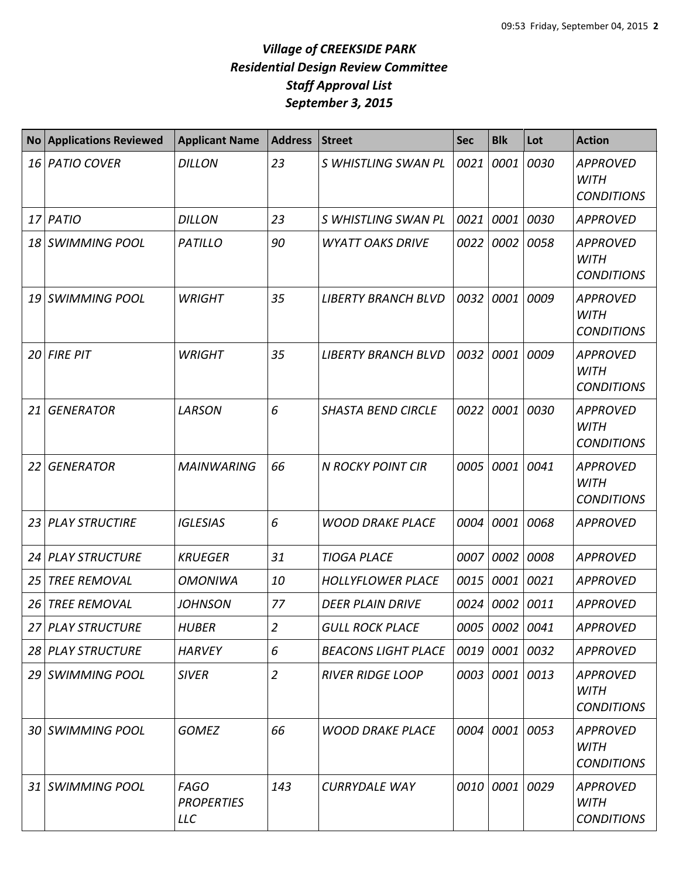# *Village of CREEKSIDE PARK*
# *Residential Design Review Committee*
# *Staff Approval List*
# *September 3, 2015*

| No | Applications Reviewed | Applicant Name | Address | Street | Sec | Blk | Lot | Action |
|---|---|---|---|---|---|---|---|---|
| *16* | *PATIO COVER* | *DILLON* | *23* | *S WHISTLING SWAN PL* | *0021* | *0001* | *0030* | *APPROVED WITH CONDITIONS* |
| *17* | *PATIO* | *DILLON* | *23* | *S WHISTLING SWAN PL* | *0021* | *0001* | *0030* | *APPROVED* |
| *18* | *SWIMMING POOL* | *PATILLO* | *90* | *WYATT OAKS DRIVE* | *0022* | *0002* | *0058* | *APPROVED WITH CONDITIONS* |
| *19* | *SWIMMING POOL* | *WRIGHT* | *35* | *LIBERTY BRANCH BLVD* | *0032* | *0001* | *0009* | *APPROVED WITH CONDITIONS* |
| *20* | *FIRE PIT* | *WRIGHT* | *35* | *LIBERTY BRANCH BLVD* | *0032* | *0001* | *0009* | *APPROVED WITH CONDITIONS* |
| *21* | *GENERATOR* | *LARSON* | *6* | *SHASTA BEND CIRCLE* | *0022* | *0001* | *0030* | *APPROVED WITH CONDITIONS* |
| *22* | *GENERATOR* | *MAINWARING* | *66* | *N ROCKY POINT CIR* | *0005* | *0001* | *0041* | *APPROVED WITH CONDITIONS* |
| *23* | *PLAY STRUCTIRE* | *IGLESIAS* | *6* | *WOOD DRAKE PLACE* | *0004* | *0001* | *0068* | *APPROVED* |
| *24* | *PLAY STRUCTURE* | *KRUEGER* | *31* | *TIOGA PLACE* | *0007* | *0002* | *0008* | *APPROVED* |
| *25* | *TREE REMOVAL* | *OMONIWA* | *10* | *HOLLYFLOWER PLACE* | *0015* | *0001* | *0021* | *APPROVED* |
| *26* | *TREE REMOVAL* | *JOHNSON* | *77* | *DEER PLAIN DRIVE* | *0024* | *0002* | *0011* | *APPROVED* |
| *27* | *PLAY STRUCTURE* | *HUBER* | *2* | *GULL ROCK PLACE* | *0005* | *0002* | *0041* | *APPROVED* |
| *28* | *PLAY STRUCTURE* | *HARVEY* | *6* | *BEACONS LIGHT PLACE* | *0019* | *0001* | *0032* | *APPROVED* |
| *29* | *SWIMMING POOL* | *SIVER* | *2* | *RIVER RIDGE LOOP* | *0003* | *0001* | *0013* | *APPROVED WITH CONDITIONS* |
| *30* | *SWIMMING POOL* | *GOMEZ* | *66* | *WOOD DRAKE PLACE* | *0004* | *0001* | *0053* | *APPROVED WITH CONDITIONS* |
| *31* | *SWIMMING POOL* | *FAGO PROPERTIES LLC* | *143* | *CURRYDALE WAY* | *0010* | *0001* | *0029* | *APPROVED WITH CONDITIONS* |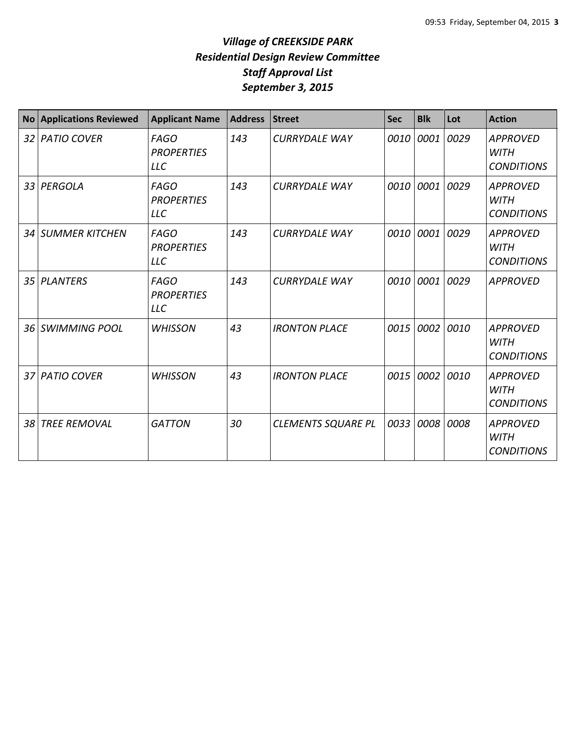# *Village of CREEKSIDE PARK*
## *Residential Design Review Committee*
## *Staff Approval List*
## *September 3, 2015*

| No | Applications Reviewed | Applicant Name | Address | Street | Sec | Blk | Lot | Action |
|---|---|---|---|---|---|---|---|---|
| *32* | *PATIO COVER* | *FAGO PROPERTIES LLC* | *143* | *CURRYDALE WAY* | *0010* | *0001* | *0029* | *APPROVED WITH CONDITIONS* |
| *33* | *PERGOLA* | *FAGO PROPERTIES LLC* | *143* | *CURRYDALE WAY* | *0010* | *0001* | *0029* | *APPROVED WITH CONDITIONS* |
| *34* | *SUMMER KITCHEN* | *FAGO PROPERTIES LLC* | *143* | *CURRYDALE WAY* | *0010* | *0001* | *0029* | *APPROVED WITH CONDITIONS* |
| *35* | *PLANTERS* | *FAGO PROPERTIES LLC* | *143* | *CURRYDALE WAY* | *0010* | *0001* | *0029* | *APPROVED* |
| *36* | *SWIMMING POOL* | *WHISSON* | *43* | *IRONTON PLACE* | *0015* | *0002* | *0010* | *APPROVED WITH CONDITIONS* |
| *37* | *PATIO COVER* | *WHISSON* | *43* | *IRONTON PLACE* | *0015* | *0002* | *0010* | *APPROVED WITH CONDITIONS* |
| *38* | *TREE REMOVAL* | *GATTON* | *30* | *CLEMENTS SQUARE PL* | *0033* | *0008* | *0008* | *APPROVED WITH CONDITIONS* |